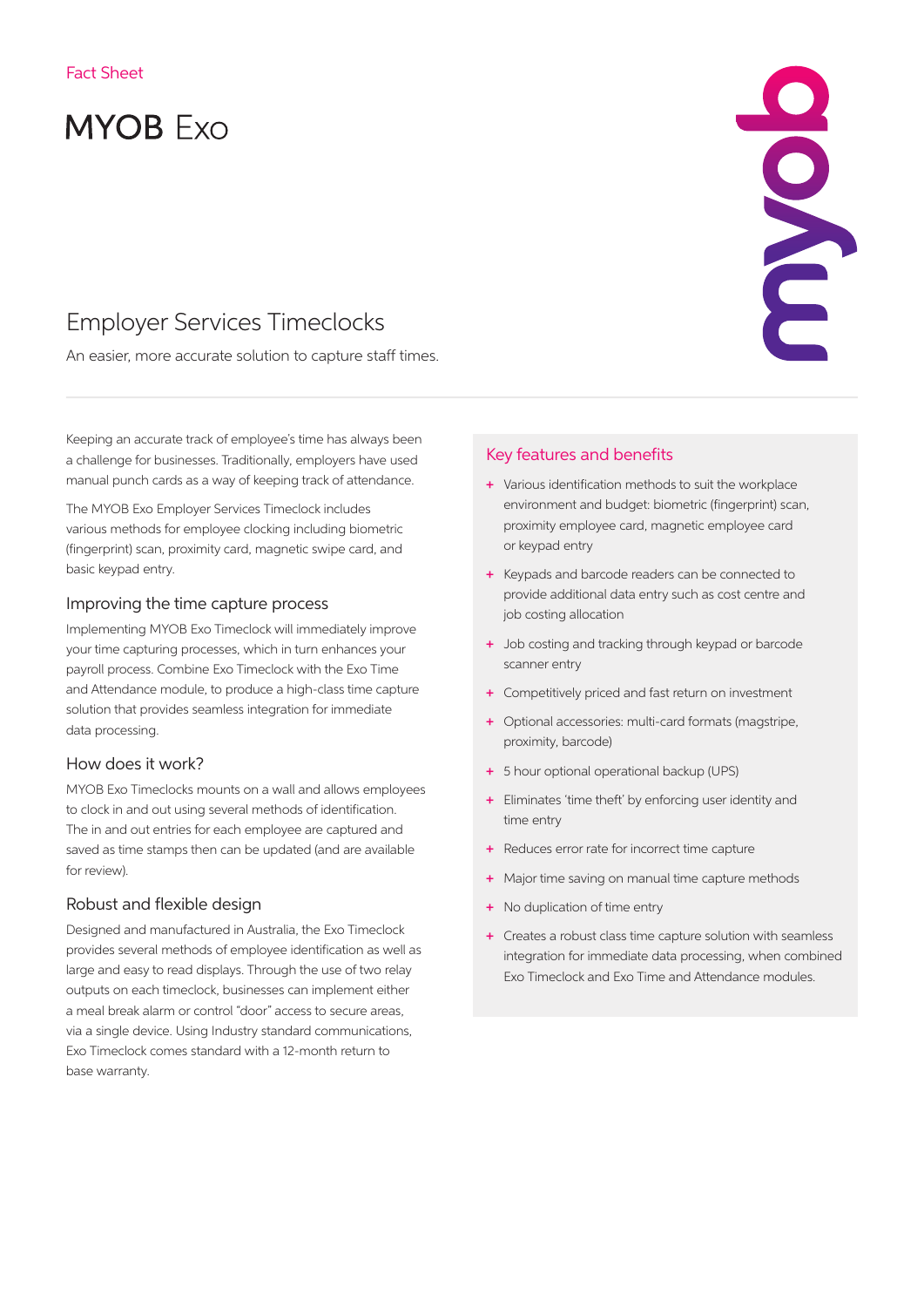Fact Sheet

# MYOB Exo

## Employer Services Timeclocks

An easier, more accurate solution to capture staff times.

Keeping an accurate track of employee's time has always been a challenge for businesses. Traditionally, employers have used manual punch cards as a way of keeping track of attendance.

The MYOB Exo Employer Services Timeclock includes various methods for employee clocking including biometric (fingerprint) scan, proximity card, magnetic swipe card, and basic keypad entry.

### Improving the time capture process

Implementing MYOB Exo Timeclock will immediately improve your time capturing processes, which in turn enhances your payroll process. Combine Exo Timeclock with the Exo Time and Attendance module, to produce a high-class time capture solution that provides seamless integration for immediate data processing.

### How does it work?

MYOB Exo Timeclocks mounts on a wall and allows employees to clock in and out using several methods of identification. The in and out entries for each employee are captured and saved as time stamps then can be updated (and are available for review).

### Robust and flexible design

Designed and manufactured in Australia, the Exo Timeclock provides several methods of employee identification as well as large and easy to read displays. Through the use of two relay outputs on each timeclock, businesses can implement either a meal break alarm or control "door" access to secure areas, via a single device. Using Industry standard communications, Exo Timeclock comes standard with a 12-month return to base warranty.

### Key features and benefits

+ Various identification methods to suit the workplace environment and budget: biometric (fingerprint) scan, proximity employee card, magnetic employee card or keypad entry
+ Keypads and barcode readers can be connected to provide additional data entry such as cost centre and job costing allocation
+ Job costing and tracking through keypad or barcode scanner entry
+ Competitively priced and fast return on investment
+ Optional accessories: multi-card formats (magstripe, proximity, barcode)
+ 5 hour optional operational backup (UPS)
+ Eliminates 'time theft' by enforcing user identity and time entry
+ Reduces error rate for incorrect time capture
+ Major time saving on manual time capture methods
+ No duplication of time entry
+ Creates a robust class time capture solution with seamless integration for immediate data processing, when combined Exo Timeclock and Exo Time and Attendance modules.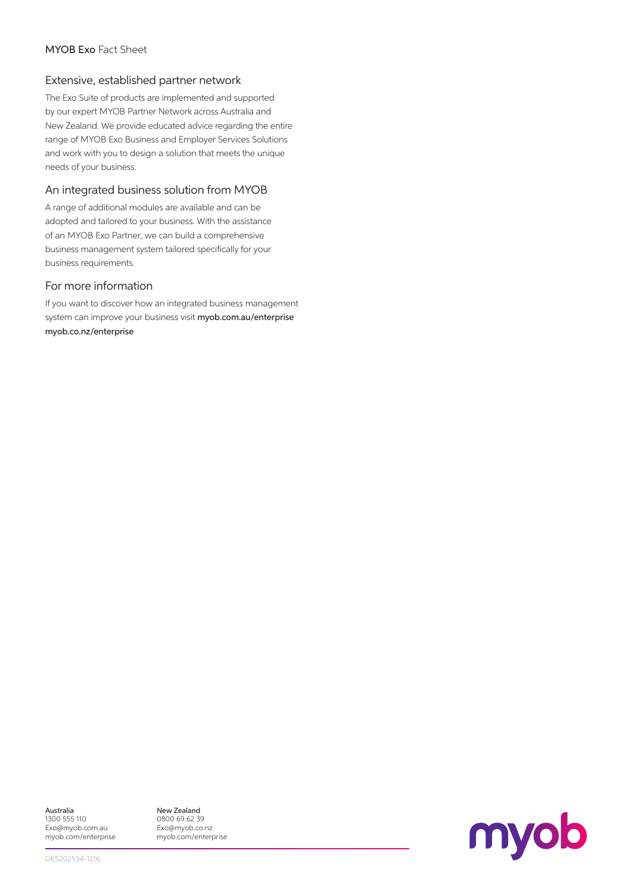## Extensive, established partner network

The Exo Suite of products are implemented and supported by our expert MYOB Partner Network across Australia and New Zealand. We provide educated advice regarding the entire range of MYOB Exo Business and Employer Services Solutions and work with you to design a solution that meets the unique needs of your business.

## An integrated business solution from MYOB

A range of additional modules are available and can be adopted and tailored to your business. With the assistance of an MYOB Exo Partner, we can build a comprehensive business management system tailored specifically for your business requirements.

## For more information

If you want to discover how an integrated business management system can improve your business visit **myob.com.au/enterprise** **myob.co.nz/enterprise**

**Australia**
1300 555 110
Exo@myob.com.au
myob.com/enterprise

**New Zealand**
0800 69 62 39
Exo@myob.co.nz
myob.com/enterprise

GES202534-1216